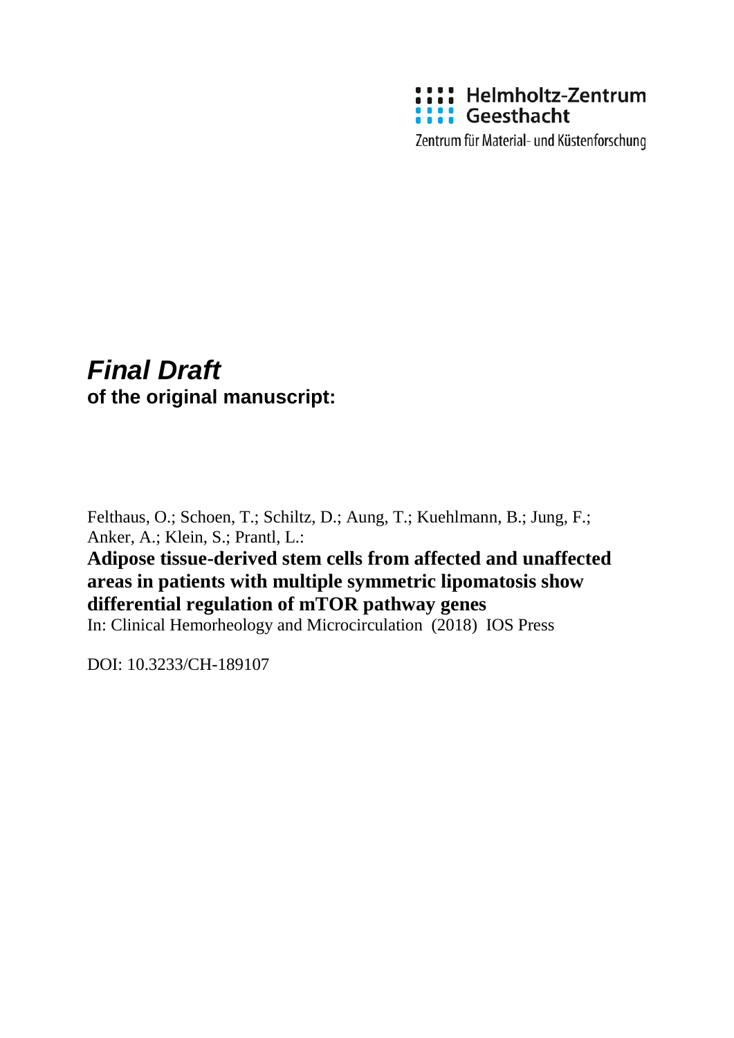Helmholtz-Zentrum Geesthacht

Zentrum für Material- und Küstenforschung

# *Final Draft*

**of the original manuscript:**

Felthaus, O.; Schoen, T.; Schiltz, D.; Aung, T.; Kuehlmann, B.; Jung, F.; Anker, A.; Klein, S.; Prantl, L.:

**Adipose tissue-derived stem cells from affected and unaffected areas in patients with multiple symmetric lipomatosis show differential regulation of mTOR pathway genes**

In: Clinical Hemorheology and Microcirculation (2018) IOS Press

DOI: 10.3233/CH-189107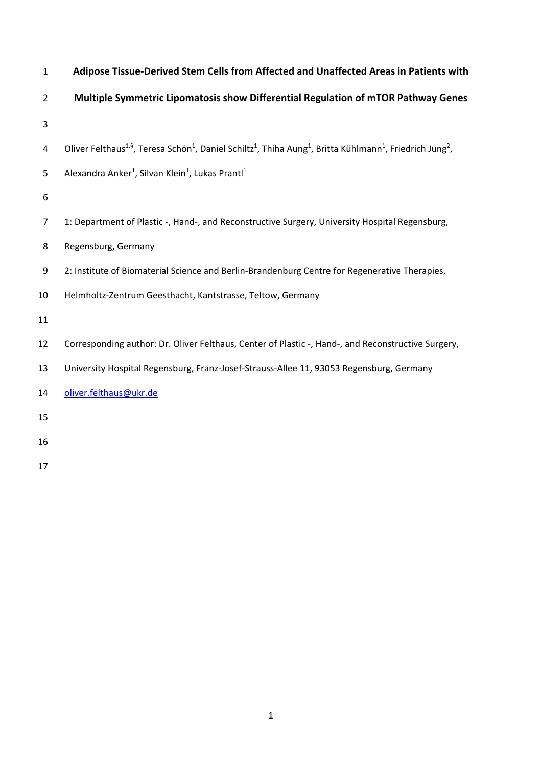# Adipose Tissue-Derived Stem Cells from Affected and Unaffected Areas in Patients with Multiple Symmetric Lipomatosis show Differential Regulation of mTOR Pathway Genes

Oliver Felthaus[1,§], Teresa Schön[1], Daniel Schiltz[1], Thiha Aung[1], Britta Kühlmann[1], Friedrich Jung[2], Alexandra Anker[1], Silvan Klein[1], Lukas Prantl[1]

1: Department of Plastic -, Hand-, and Reconstructive Surgery, University Hospital Regensburg, Regensburg, Germany

2: Institute of Biomaterial Science and Berlin-Brandenburg Centre for Regenerative Therapies, Helmholtz-Zentrum Geesthacht, Kantstrasse, Teltow, Germany

Corresponding author: Dr. Oliver Felthaus, Center of Plastic -, Hand-, and Reconstructive Surgery, University Hospital Regensburg, Franz-Josef-Strauss-Allee 11, 93053 Regensburg, Germany

oliver.felthaus@ukr.de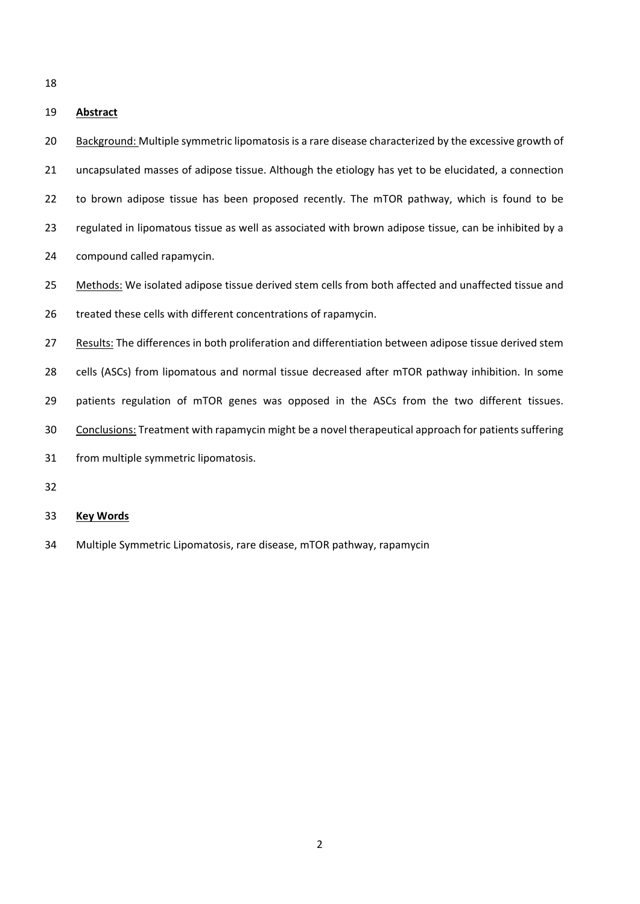## Abstract

Background: Multiple symmetric lipomatosis is a rare disease characterized by the excessive growth of uncapsulated masses of adipose tissue. Although the etiology has yet to be elucidated, a connection to brown adipose tissue has been proposed recently. The mTOR pathway, which is found to be regulated in lipomatous tissue as well as associated with brown adipose tissue, can be inhibited by a compound called rapamycin.

Methods: We isolated adipose tissue derived stem cells from both affected and unaffected tissue and treated these cells with different concentrations of rapamycin.

Results: The differences in both proliferation and differentiation between adipose tissue derived stem cells (ASCs) from lipomatous and normal tissue decreased after mTOR pathway inhibition. In some patients regulation of mTOR genes was opposed in the ASCs from the two different tissues.

Conclusions: Treatment with rapamycin might be a novel therapeutical approach for patients suffering from multiple symmetric lipomatosis.

## Key Words

Multiple Symmetric Lipomatosis, rare disease, mTOR pathway, rapamycin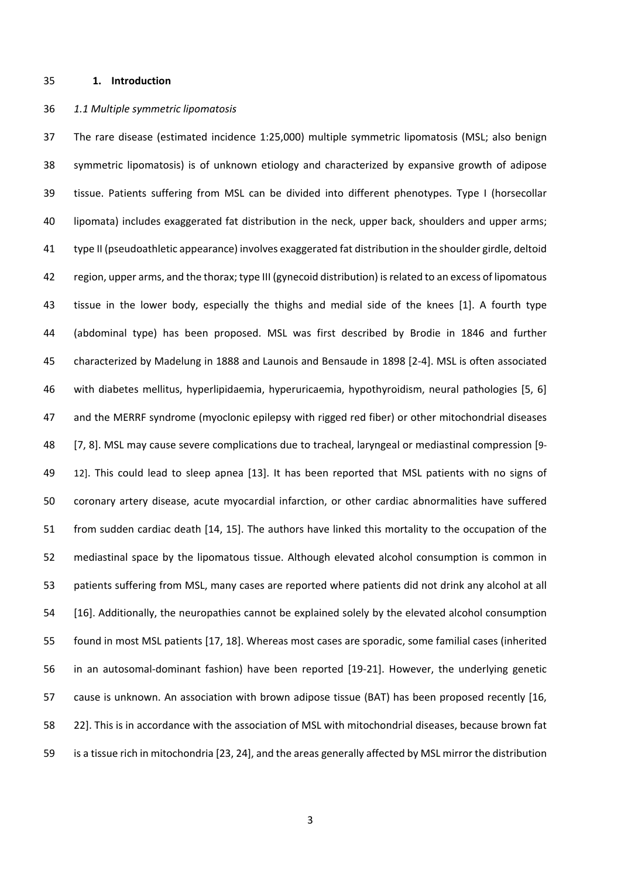## 1. Introduction

### *1.1 Multiple symmetric lipomatosis*

The rare disease (estimated incidence 1:25,000) multiple symmetric lipomatosis (MSL; also benign symmetric lipomatosis) is of unknown etiology and characterized by expansive growth of adipose tissue. Patients suffering from MSL can be divided into different phenotypes. Type I (horsecollar lipomata) includes exaggerated fat distribution in the neck, upper back, shoulders and upper arms; type II (pseudoathletic appearance) involves exaggerated fat distribution in the shoulder girdle, deltoid region, upper arms, and the thorax; type III (gynecoid distribution) is related to an excess of lipomatous tissue in the lower body, especially the thighs and medial side of the knees [1]. A fourth type (abdominal type) has been proposed. MSL was first described by Brodie in 1846 and further characterized by Madelung in 1888 and Launois and Bensaude in 1898 [2-4]. MSL is often associated with diabetes mellitus, hyperlipidaemia, hyperuricaemia, hypothyroidism, neural pathologies [5, 6] and the MERRF syndrome (myoclonic epilepsy with rigged red fiber) or other mitochondrial diseases [7, 8]. MSL may cause severe complications due to tracheal, laryngeal or mediastinal compression [9-12]. This could lead to sleep apnea [13]. It has been reported that MSL patients with no signs of coronary artery disease, acute myocardial infarction, or other cardiac abnormalities have suffered from sudden cardiac death [14, 15]. The authors have linked this mortality to the occupation of the mediastinal space by the lipomatous tissue. Although elevated alcohol consumption is common in patients suffering from MSL, many cases are reported where patients did not drink any alcohol at all [16]. Additionally, the neuropathies cannot be explained solely by the elevated alcohol consumption found in most MSL patients [17, 18]. Whereas most cases are sporadic, some familial cases (inherited in an autosomal-dominant fashion) have been reported [19-21]. However, the underlying genetic cause is unknown. An association with brown adipose tissue (BAT) has been proposed recently [16, 22]. This is in accordance with the association of MSL with mitochondrial diseases, because brown fat is a tissue rich in mitochondria [23, 24], and the areas generally affected by MSL mirror the distribution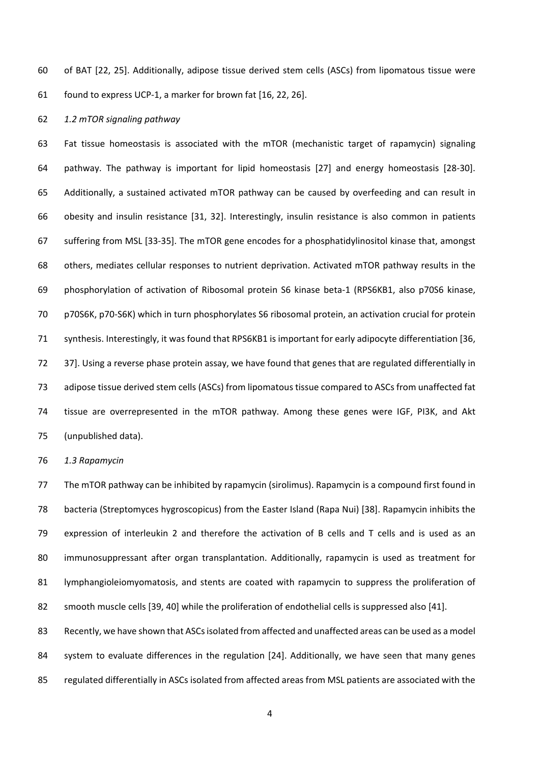of BAT [22, 25]. Additionally, adipose tissue derived stem cells (ASCs) from lipomatous tissue were found to express UCP-1, a marker for brown fat [16, 22, 26].

### *1.2 mTOR signaling pathway*

Fat tissue homeostasis is associated with the mTOR (mechanistic target of rapamycin) signaling pathway. The pathway is important for lipid homeostasis [27] and energy homeostasis [28-30]. Additionally, a sustained activated mTOR pathway can be caused by overfeeding and can result in obesity and insulin resistance [31, 32]. Interestingly, insulin resistance is also common in patients suffering from MSL [33-35]. The mTOR gene encodes for a phosphatidylinositol kinase that, amongst others, mediates cellular responses to nutrient deprivation. Activated mTOR pathway results in the phosphorylation of activation of Ribosomal protein S6 kinase beta-1 (RPS6KB1, also p70S6 kinase, p70S6K, p70-S6K) which in turn phosphorylates S6 ribosomal protein, an activation crucial for protein synthesis. Interestingly, it was found that RPS6KB1 is important for early adipocyte differentiation [36, 37]. Using a reverse phase protein assay, we have found that genes that are regulated differentially in adipose tissue derived stem cells (ASCs) from lipomatous tissue compared to ASCs from unaffected fat tissue are overrepresented in the mTOR pathway. Among these genes were IGF, PI3K, and Akt (unpublished data).

### *1.3 Rapamycin*

The mTOR pathway can be inhibited by rapamycin (sirolimus). Rapamycin is a compound first found in bacteria (Streptomyces hygroscopicus) from the Easter Island (Rapa Nui) [38]. Rapamycin inhibits the expression of interleukin 2 and therefore the activation of B cells and T cells and is used as an immunosuppressant after organ transplantation. Additionally, rapamycin is used as treatment for lymphangioleiomyomatosis, and stents are coated with rapamycin to suppress the proliferation of smooth muscle cells [39, 40] while the proliferation of endothelial cells is suppressed also [41].

Recently, we have shown that ASCs isolated from affected and unaffected areas can be used as a model system to evaluate differences in the regulation [24]. Additionally, we have seen that many genes regulated differentially in ASCs isolated from affected areas from MSL patients are associated with the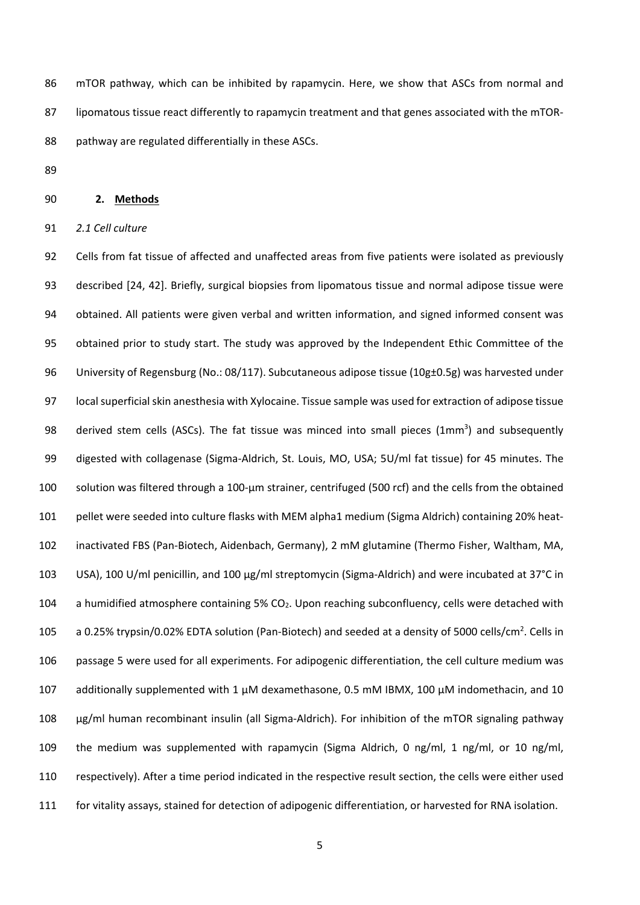mTOR pathway, which can be inhibited by rapamycin. Here, we show that ASCs from normal and lipomatous tissue react differently to rapamycin treatment and that genes associated with the mTOR-pathway are regulated differentially in these ASCs.

## 2. Methods

*2.1 Cell culture*

Cells from fat tissue of affected and unaffected areas from five patients were isolated as previously described [24, 42]. Briefly, surgical biopsies from lipomatous tissue and normal adipose tissue were obtained. All patients were given verbal and written information, and signed informed consent was obtained prior to study start. The study was approved by the Independent Ethic Committee of the University of Regensburg (No.: 08/117). Subcutaneous adipose tissue (10g±0.5g) was harvested under local superficial skin anesthesia with Xylocaine. Tissue sample was used for extraction of adipose tissue derived stem cells (ASCs). The fat tissue was minced into small pieces ($1mm^3$) and subsequently digested with collagenase (Sigma-Aldrich, St. Louis, MO, USA; 5U/ml fat tissue) for 45 minutes. The solution was filtered through a 100-µm strainer, centrifuged (500 rcf) and the cells from the obtained pellet were seeded into culture flasks with MEM alpha1 medium (Sigma Aldrich) containing 20% heat-inactivated FBS (Pan-Biotech, Aidenbach, Germany), 2 mM glutamine (Thermo Fisher, Waltham, MA, USA), 100 U/ml penicillin, and 100 µg/ml streptomycin (Sigma-Aldrich) and were incubated at 37°C in a humidified atmosphere containing 5% $CO_2$. Upon reaching subconfluency, cells were detached with a 0.25% trypsin/0.02% EDTA solution (Pan-Biotech) and seeded at a density of 5000 cells/$cm^2$. Cells in passage 5 were used for all experiments. For adipogenic differentiation, the cell culture medium was additionally supplemented with 1 µM dexamethasone, 0.5 mM IBMX, 100 µM indomethacin, and 10 µg/ml human recombinant insulin (all Sigma-Aldrich). For inhibition of the mTOR signaling pathway the medium was supplemented with rapamycin (Sigma Aldrich, 0 ng/ml, 1 ng/ml, or 10 ng/ml, respectively). After a time period indicated in the respective result section, the cells were either used for vitality assays, stained for detection of adipogenic differentiation, or harvested for RNA isolation.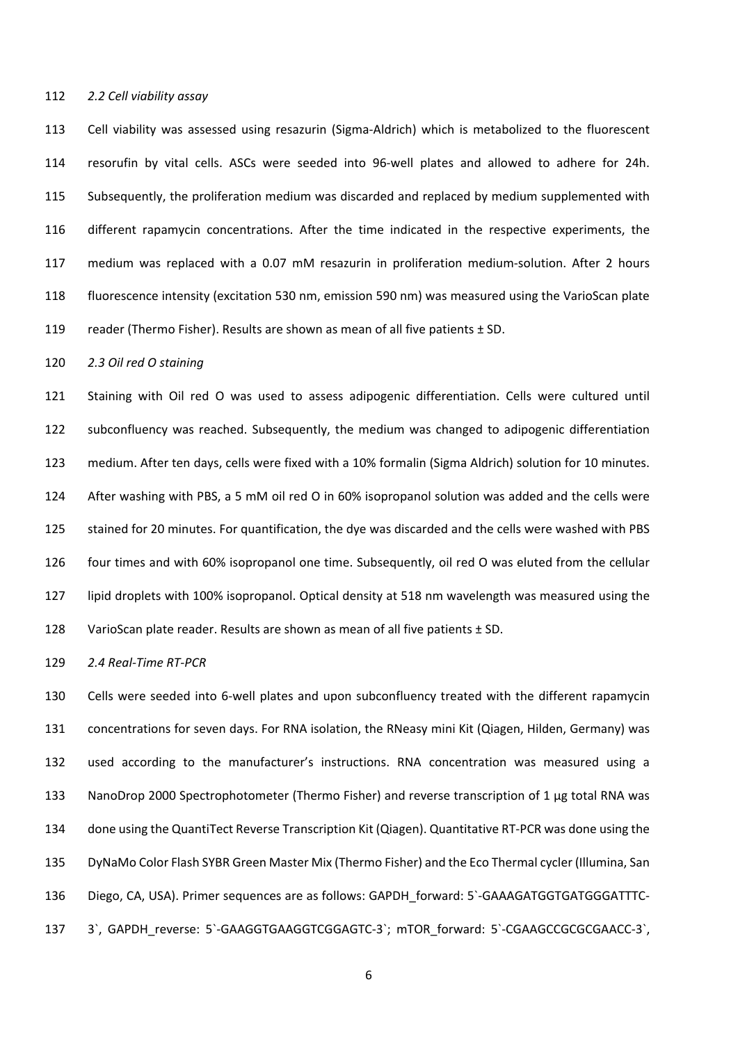*2.2 Cell viability assay*

Cell viability was assessed using resazurin (Sigma-Aldrich) which is metabolized to the fluorescent resorufin by vital cells. ASCs were seeded into 96-well plates and allowed to adhere for 24h. Subsequently, the proliferation medium was discarded and replaced by medium supplemented with different rapamycin concentrations. After the time indicated in the respective experiments, the medium was replaced with a 0.07 mM resazurin in proliferation medium-solution. After 2 hours fluorescence intensity (excitation 530 nm, emission 590 nm) was measured using the VarioScan plate reader (Thermo Fisher). Results are shown as mean of all five patients ± SD.

*2.3 Oil red O staining*

Staining with Oil red O was used to assess adipogenic differentiation. Cells were cultured until subconfluency was reached. Subsequently, the medium was changed to adipogenic differentiation medium. After ten days, cells were fixed with a 10% formalin (Sigma Aldrich) solution for 10 minutes. After washing with PBS, a 5 mM oil red O in 60% isopropanol solution was added and the cells were stained for 20 minutes. For quantification, the dye was discarded and the cells were washed with PBS four times and with 60% isopropanol one time. Subsequently, oil red O was eluted from the cellular lipid droplets with 100% isopropanol. Optical density at 518 nm wavelength was measured using the VarioScan plate reader. Results are shown as mean of all five patients ± SD.

*2.4 Real-Time RT-PCR*

Cells were seeded into 6-well plates and upon subconfluency treated with the different rapamycin concentrations for seven days. For RNA isolation, the RNeasy mini Kit (Qiagen, Hilden, Germany) was used according to the manufacturer's instructions. RNA concentration was measured using a NanoDrop 2000 Spectrophotometer (Thermo Fisher) and reverse transcription of 1 µg total RNA was done using the QuantiTect Reverse Transcription Kit (Qiagen). Quantitative RT-PCR was done using the DyNaMo Color Flash SYBR Green Master Mix (Thermo Fisher) and the Eco Thermal cycler (Illumina, San Diego, CA, USA). Primer sequences are as follows: GAPDH_forward: 5`-GAAAGATGGTGATGGGATTTC-3`, GAPDH_reverse: 5`-GAAGGTGAAGGTCGGAGTC-3`; mTOR_forward: 5`-CGAAGCCGCGCGAACC-3`,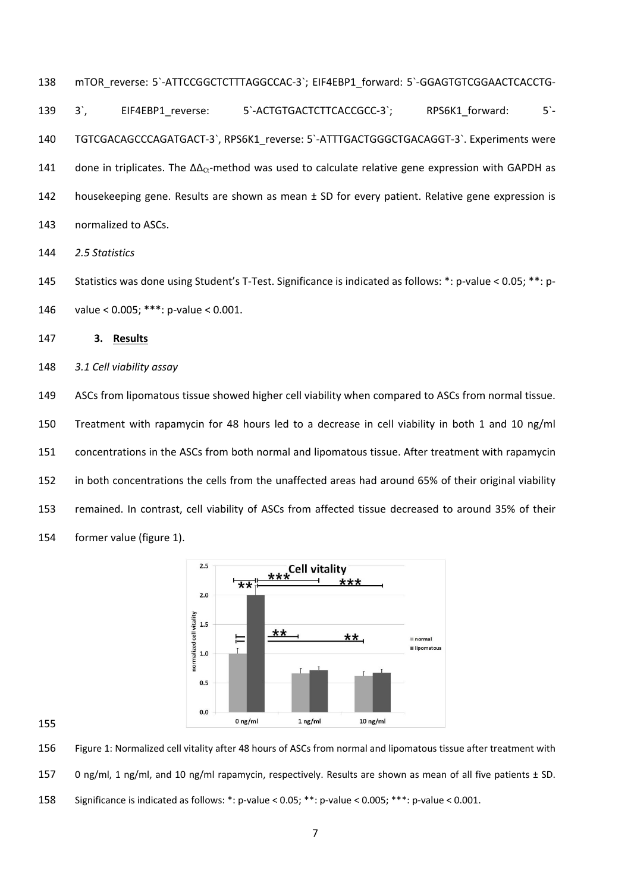mTOR_reverse: 5`-ATTCCGGCTCTTTAGGCCAC-3`; EIF4EBP1_forward: 5`-GGAGTGTCGGAACTCACCTG-3`, EIF4EBP1_reverse: 5`-ACTGTGACTCTTCACCGCC-3`; RPS6K1_forward: 5`-TGTCGACAGCCCAGATGACT-3`, RPS6K1_reverse: 5`-ATTTGACTGGGCTGACAGGT-3`. Experiments were done in triplicates. The $\Delta\Delta_{Ct}$-method was used to calculate relative gene expression with GAPDH as housekeeping gene. Results are shown as mean ± SD for every patient. Relative gene expression is normalized to ASCs.

*2.5 Statistics*

Statistics was done using Student's T-Test. Significance is indicated as follows: *: p-value < 0.05; **: p-value < 0.005; ***: p-value < 0.001.

## 3. Results

*3.1 Cell viability assay*

ASCs from lipomatous tissue showed higher cell viability when compared to ASCs from normal tissue. Treatment with rapamycin for 48 hours led to a decrease in cell viability in both 1 and 10 ng/ml concentrations in the ASCs from both normal and lipomatous tissue. After treatment with rapamycin in both concentrations the cells from the unaffected areas had around 65% of their original viability remained. In contrast, cell viability of ASCs from affected tissue decreased to around 35% of their former value (figure 1).

Figure 1: Normalized cell vitality after 48 hours of ASCs from normal and lipomatous tissue after treatment with 0 ng/ml, 1 ng/ml, and 10 ng/ml rapamycin, respectively. Results are shown as mean of all five patients ± SD. Significance is indicated as follows: *: p-value < 0.05; **: p-value < 0.005; ***: p-value < 0.001.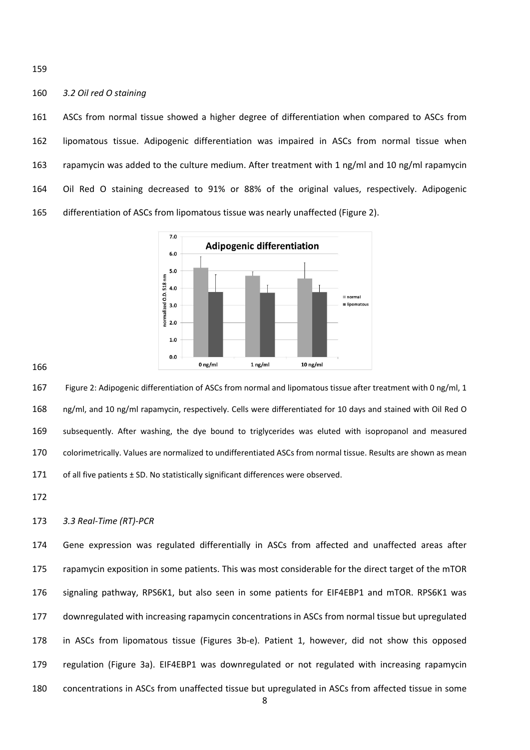*3.2 Oil red O staining*

ASCs from normal tissue showed a higher degree of differentiation when compared to ASCs from lipomatous tissue. Adipogenic differentiation was impaired in ASCs from normal tissue when rapamycin was added to the culture medium. After treatment with 1 ng/ml and 10 ng/ml rapamycin Oil Red O staining decreased to 91% or 88% of the original values, respectively. Adipogenic differentiation of ASCs from lipomatous tissue was nearly unaffected (Figure 2).

Figure 2: Adipogenic differentiation of ASCs from normal and lipomatous tissue after treatment with 0 ng/ml, 1 ng/ml, and 10 ng/ml rapamycin, respectively. Cells were differentiated for 10 days and stained with Oil Red O subsequently. After washing, the dye bound to triglycerides was eluted with isopropanol and measured colorimetrically. Values are normalized to undifferentiated ASCs from normal tissue. Results are shown as mean of all five patients ± SD. No statistically significant differences were observed.

*3.3 Real-Time (RT)-PCR*

Gene expression was regulated differentially in ASCs from affected and unaffected areas after rapamycin exposition in some patients. This was most considerable for the direct target of the mTOR signaling pathway, RPS6K1, but also seen in some patients for EIF4EBP1 and mTOR. RPS6K1 was downregulated with increasing rapamycin concentrations in ASCs from normal tissue but upregulated in ASCs from lipomatous tissue (Figures 3b-e). Patient 1, however, did not show this opposed regulation (Figure 3a). EIF4EBP1 was downregulated or not regulated with increasing rapamycin concentrations in ASCs from unaffected tissue but upregulated in ASCs from affected tissue in some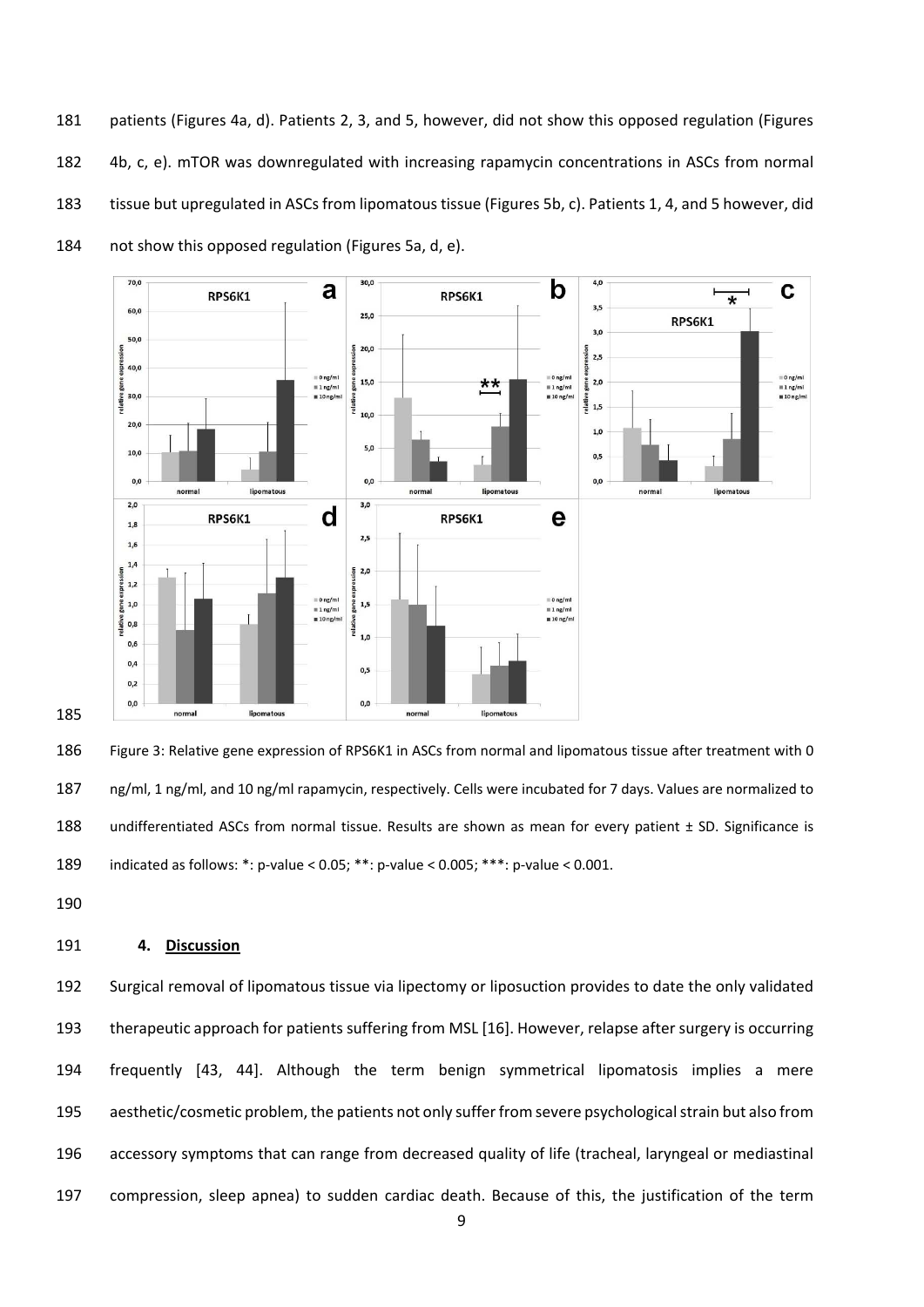patients (Figures 4a, d). Patients 2, 3, and 5, however, did not show this opposed regulation (Figures 4b, c, e). mTOR was downregulated with increasing rapamycin concentrations in ASCs from normal tissue but upregulated in ASCs from lipomatous tissue (Figures 5b, c). Patients 1, 4, and 5 however, did not show this opposed regulation (Figures 5a, d, e).

Figure 3: Relative gene expression of RPS6K1 in ASCs from normal and lipomatous tissue after treatment with 0 ng/ml, 1 ng/ml, and 10 ng/ml rapamycin, respectively. Cells were incubated for 7 days. Values are normalized to undifferentiated ASCs from normal tissue. Results are shown as mean for every patient ± SD. Significance is indicated as follows: *: p-value < 0.05; **: p-value < 0.005; ***: p-value < 0.001.

## 4. Discussion

Surgical removal of lipomatous tissue via lipectomy or liposuction provides to date the only validated therapeutic approach for patients suffering from MSL [16]. However, relapse after surgery is occurring frequently [43, 44]. Although the term benign symmetrical lipomatosis implies a mere aesthetic/cosmetic problem, the patients not only suffer from severe psychological strain but also from accessory symptoms that can range from decreased quality of life (tracheal, laryngeal or mediastinal compression, sleep apnea) to sudden cardiac death. Because of this, the justification of the term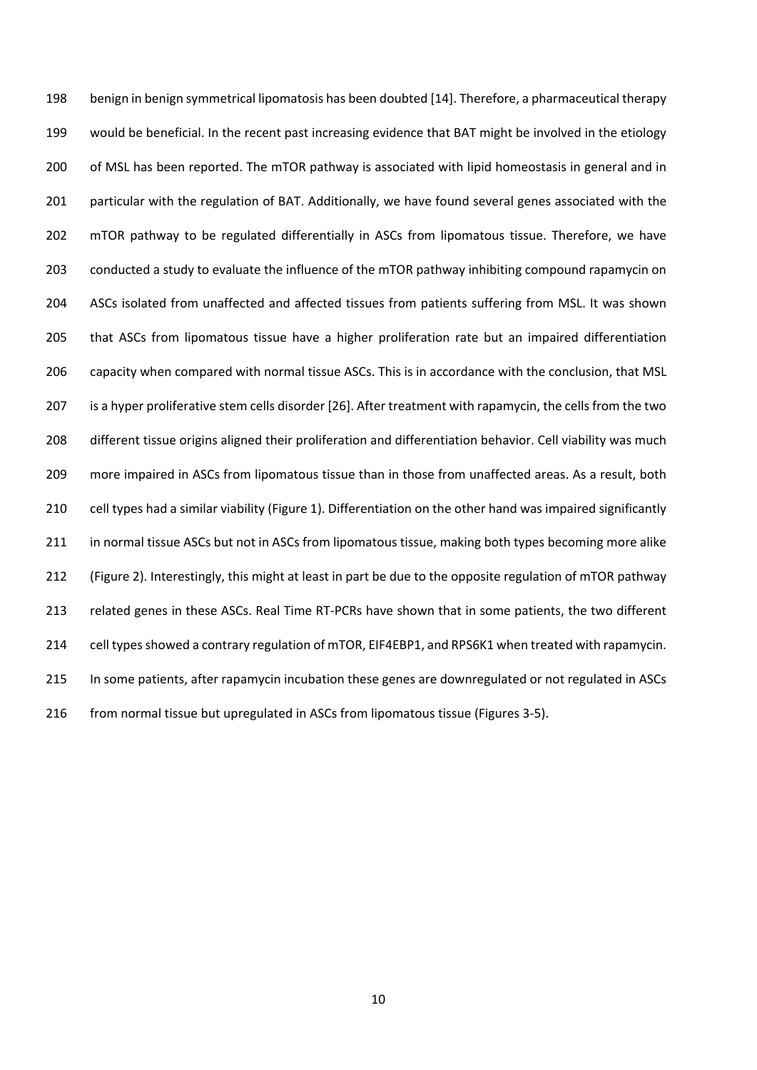benign in benign symmetrical lipomatosis has been doubted [14]. Therefore, a pharmaceutical therapy would be beneficial. In the recent past increasing evidence that BAT might be involved in the etiology of MSL has been reported. The mTOR pathway is associated with lipid homeostasis in general and in particular with the regulation of BAT. Additionally, we have found several genes associated with the mTOR pathway to be regulated differentially in ASCs from lipomatous tissue. Therefore, we have conducted a study to evaluate the influence of the mTOR pathway inhibiting compound rapamycin on ASCs isolated from unaffected and affected tissues from patients suffering from MSL. It was shown that ASCs from lipomatous tissue have a higher proliferation rate but an impaired differentiation capacity when compared with normal tissue ASCs. This is in accordance with the conclusion, that MSL is a hyper proliferative stem cells disorder [26]. After treatment with rapamycin, the cells from the two different tissue origins aligned their proliferation and differentiation behavior. Cell viability was much more impaired in ASCs from lipomatous tissue than in those from unaffected areas. As a result, both cell types had a similar viability (Figure 1). Differentiation on the other hand was impaired significantly in normal tissue ASCs but not in ASCs from lipomatous tissue, making both types becoming more alike (Figure 2). Interestingly, this might at least in part be due to the opposite regulation of mTOR pathway related genes in these ASCs. Real Time RT-PCRs have shown that in some patients, the two different cell types showed a contrary regulation of mTOR, EIF4EBP1, and RPS6K1 when treated with rapamycin. In some patients, after rapamycin incubation these genes are downregulated or not regulated in ASCs from normal tissue but upregulated in ASCs from lipomatous tissue (Figures 3-5).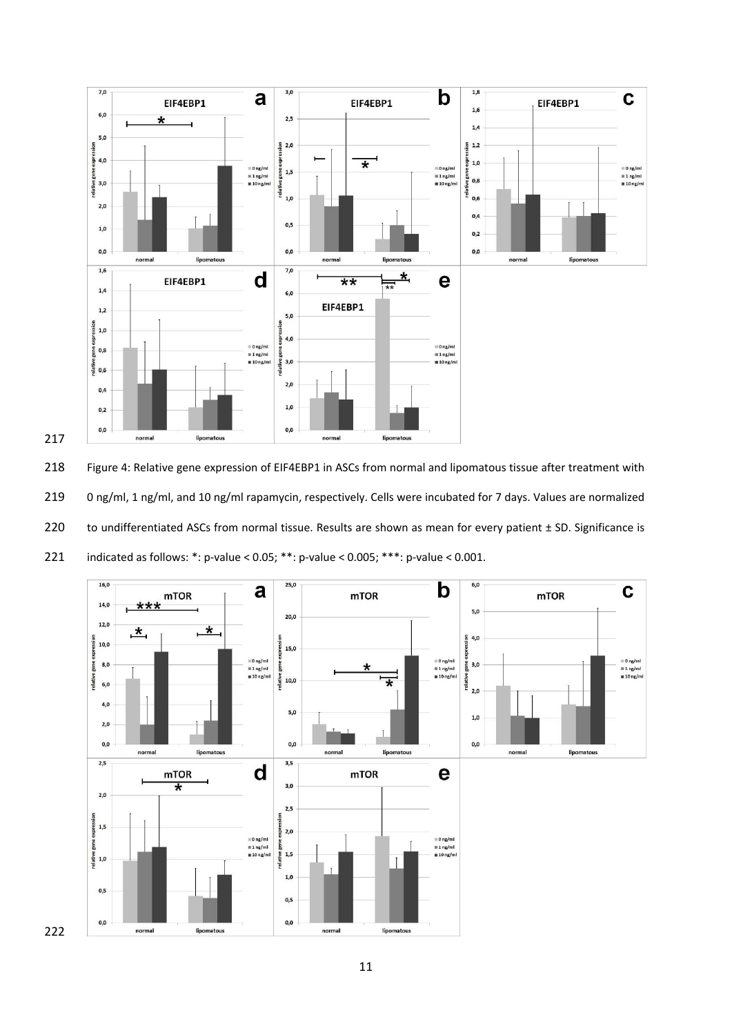Figure 4: Relative gene expression of EIF4EBP1 in ASCs from normal and lipomatous tissue after treatment with 0 ng/ml, 1 ng/ml, and 10 ng/ml rapamycin, respectively. Cells were incubated for 7 days. Values are normalized to undifferentiated ASCs from normal tissue. Results are shown as mean for every patient ± SD. Significance is indicated as follows: *: p-value < 0.05; **: p-value < 0.005; ***: p-value < 0.001.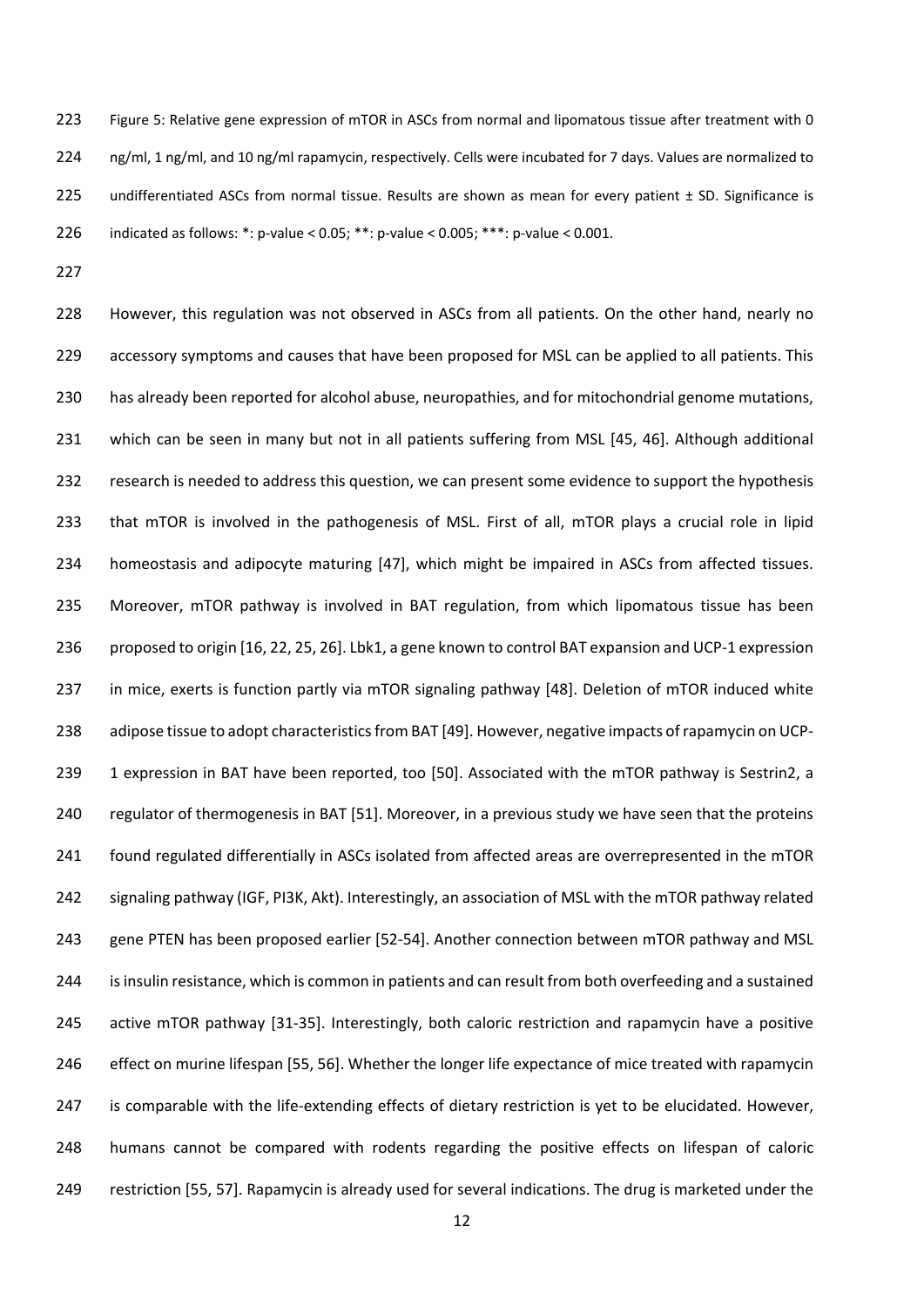Figure 5: Relative gene expression of mTOR in ASCs from normal and lipomatous tissue after treatment with 0 ng/ml, 1 ng/ml, and 10 ng/ml rapamycin, respectively. Cells were incubated for 7 days. Values are normalized to undifferentiated ASCs from normal tissue. Results are shown as mean for every patient ± SD. Significance is indicated as follows: *: p-value < 0.05; **: p-value < 0.005; ***: p-value < 0.001.

However, this regulation was not observed in ASCs from all patients. On the other hand, nearly no accessory symptoms and causes that have been proposed for MSL can be applied to all patients. This has already been reported for alcohol abuse, neuropathies, and for mitochondrial genome mutations, which can be seen in many but not in all patients suffering from MSL [45, 46]. Although additional research is needed to address this question, we can present some evidence to support the hypothesis that mTOR is involved in the pathogenesis of MSL. First of all, mTOR plays a crucial role in lipid homeostasis and adipocyte maturing [47], which might be impaired in ASCs from affected tissues. Moreover, mTOR pathway is involved in BAT regulation, from which lipomatous tissue has been proposed to origin [16, 22, 25, 26]. Lbk1, a gene known to control BAT expansion and UCP-1 expression in mice, exerts is function partly via mTOR signaling pathway [48]. Deletion of mTOR induced white adipose tissue to adopt characteristics from BAT [49]. However, negative impacts of rapamycin on UCP-1 expression in BAT have been reported, too [50]. Associated with the mTOR pathway is Sestrin2, a regulator of thermogenesis in BAT [51]. Moreover, in a previous study we have seen that the proteins found regulated differentially in ASCs isolated from affected areas are overrepresented in the mTOR signaling pathway (IGF, PI3K, Akt). Interestingly, an association of MSL with the mTOR pathway related gene PTEN has been proposed earlier [52-54]. Another connection between mTOR pathway and MSL is insulin resistance, which is common in patients and can result from both overfeeding and a sustained active mTOR pathway [31-35]. Interestingly, both caloric restriction and rapamycin have a positive effect on murine lifespan [55, 56]. Whether the longer life expectance of mice treated with rapamycin is comparable with the life-extending effects of dietary restriction is yet to be elucidated. However, humans cannot be compared with rodents regarding the positive effects on lifespan of caloric restriction [55, 57]. Rapamycin is already used for several indications. The drug is marketed under the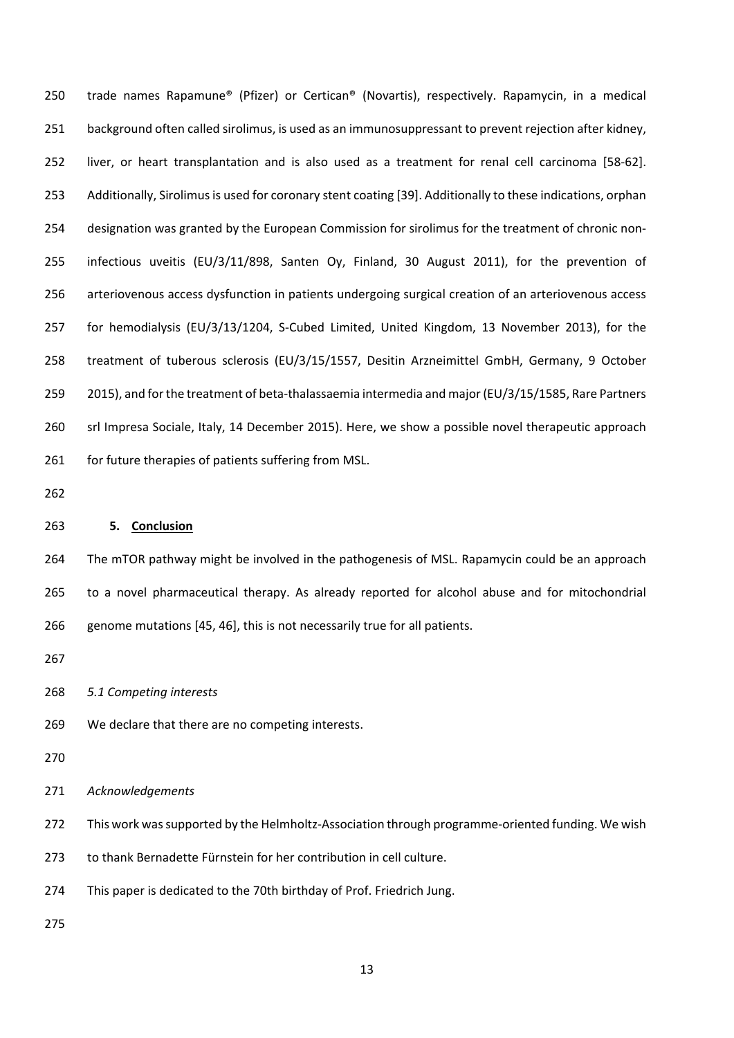trade names Rapamune® (Pfizer) or Certican® (Novartis), respectively. Rapamycin, in a medical background often called sirolimus, is used as an immunosuppressant to prevent rejection after kidney, liver, or heart transplantation and is also used as a treatment for renal cell carcinoma [58-62]. Additionally, Sirolimus is used for coronary stent coating [39]. Additionally to these indications, orphan designation was granted by the European Commission for sirolimus for the treatment of chronic non-infectious uveitis (EU/3/11/898, Santen Oy, Finland, 30 August 2011), for the prevention of arteriovenous access dysfunction in patients undergoing surgical creation of an arteriovenous access for hemodialysis (EU/3/13/1204, S-Cubed Limited, United Kingdom, 13 November 2013), for the treatment of tuberous sclerosis (EU/3/15/1557, Desitin Arzneimittel GmbH, Germany, 9 October 2015), and for the treatment of beta-thalassaemia intermedia and major (EU/3/15/1585, Rare Partners srl Impresa Sociale, Italy, 14 December 2015). Here, we show a possible novel therapeutic approach for future therapies of patients suffering from MSL.

## 5. Conclusion

The mTOR pathway might be involved in the pathogenesis of MSL. Rapamycin could be an approach to a novel pharmaceutical therapy. As already reported for alcohol abuse and for mitochondrial genome mutations [45, 46], this is not necessarily true for all patients.

### *5.1 Competing interests*

We declare that there are no competing interests.

### *Acknowledgements*

This work was supported by the Helmholtz-Association through programme-oriented funding. We wish to thank Bernadette Fürnstein for her contribution in cell culture.

This paper is dedicated to the 70th birthday of Prof. Friedrich Jung.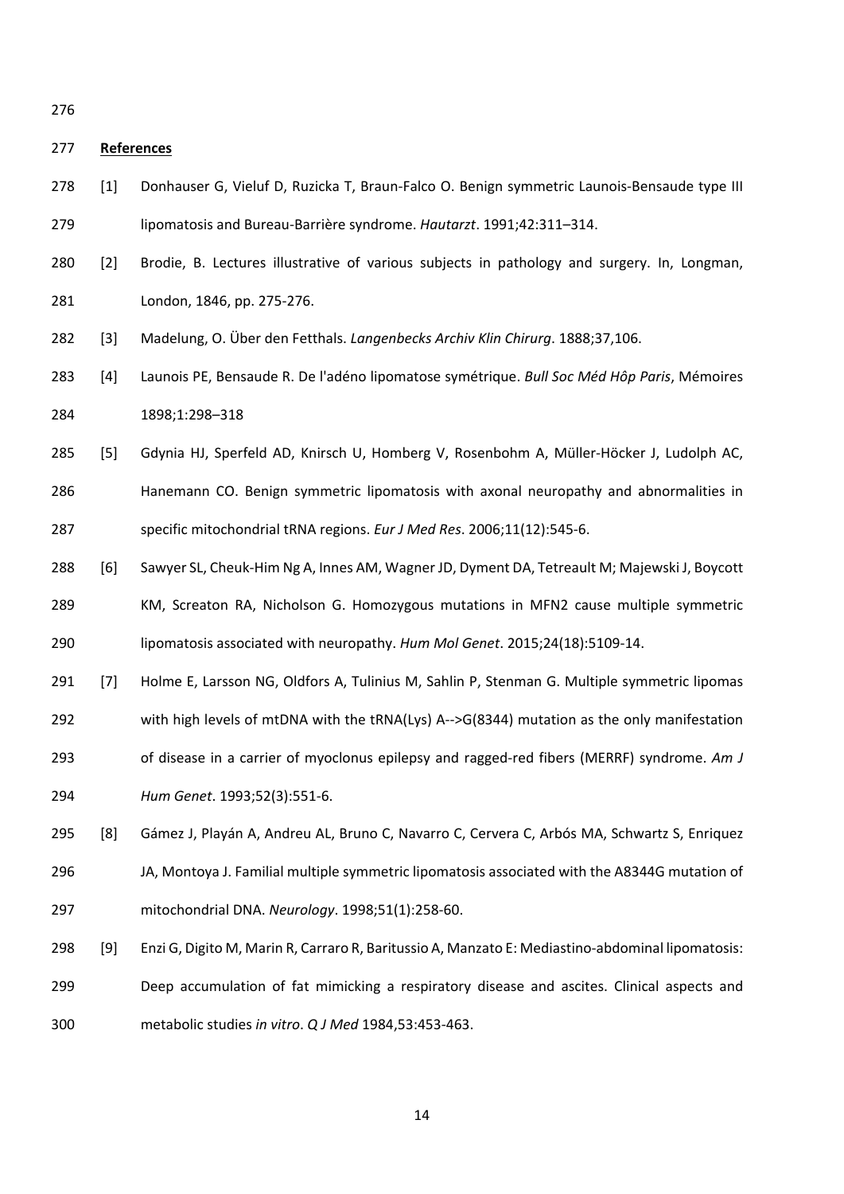## References

[1] Donhauser G, Vieluf D, Ruzicka T, Braun-Falco O. Benign symmetric Launois-Bensaude type III lipomatosis and Bureau-Barrière syndrome. *Hautarzt*. 1991;42:311–314.

[2] Brodie, B. Lectures illustrative of various subjects in pathology and surgery. In, Longman, London, 1846, pp. 275-276.

[3] Madelung, O. Über den Fetthals. *Langenbecks Archiv Klin Chirurg*. 1888;37,106.

[4] Launois PE, Bensaude R. De l'adéno lipomatose symétrique. *Bull Soc Méd Hôp Paris*, Mémoires 1898;1:298–318

[5] Gdynia HJ, Sperfeld AD, Knirsch U, Homberg V, Rosenbohm A, Müller-Höcker J, Ludolph AC, Hanemann CO. Benign symmetric lipomatosis with axonal neuropathy and abnormalities in specific mitochondrial tRNA regions. *Eur J Med Res*. 2006;11(12):545-6.

[6] Sawyer SL, Cheuk-Him Ng A, Innes AM, Wagner JD, Dyment DA, Tetreault M; Majewski J, Boycott KM, Screaton RA, Nicholson G. Homozygous mutations in MFN2 cause multiple symmetric lipomatosis associated with neuropathy. *Hum Mol Genet*. 2015;24(18):5109-14.

[7] Holme E, Larsson NG, Oldfors A, Tulinius M, Sahlin P, Stenman G. Multiple symmetric lipomas with high levels of mtDNA with the tRNA(Lys) A-->G(8344) mutation as the only manifestation of disease in a carrier of myoclonus epilepsy and ragged-red fibers (MERRF) syndrome. *Am J Hum Genet*. 1993;52(3):551-6.

[8] Gámez J, Playán A, Andreu AL, Bruno C, Navarro C, Cervera C, Arbós MA, Schwartz S, Enriquez JA, Montoya J. Familial multiple symmetric lipomatosis associated with the A8344G mutation of mitochondrial DNA. *Neurology*. 1998;51(1):258-60.

[9] Enzi G, Digito M, Marin R, Carraro R, Baritussio A, Manzato E: Mediastino-abdominal lipomatosis: Deep accumulation of fat mimicking a respiratory disease and ascites. Clinical aspects and metabolic studies *in vitro*. *Q J Med* 1984,53:453-463.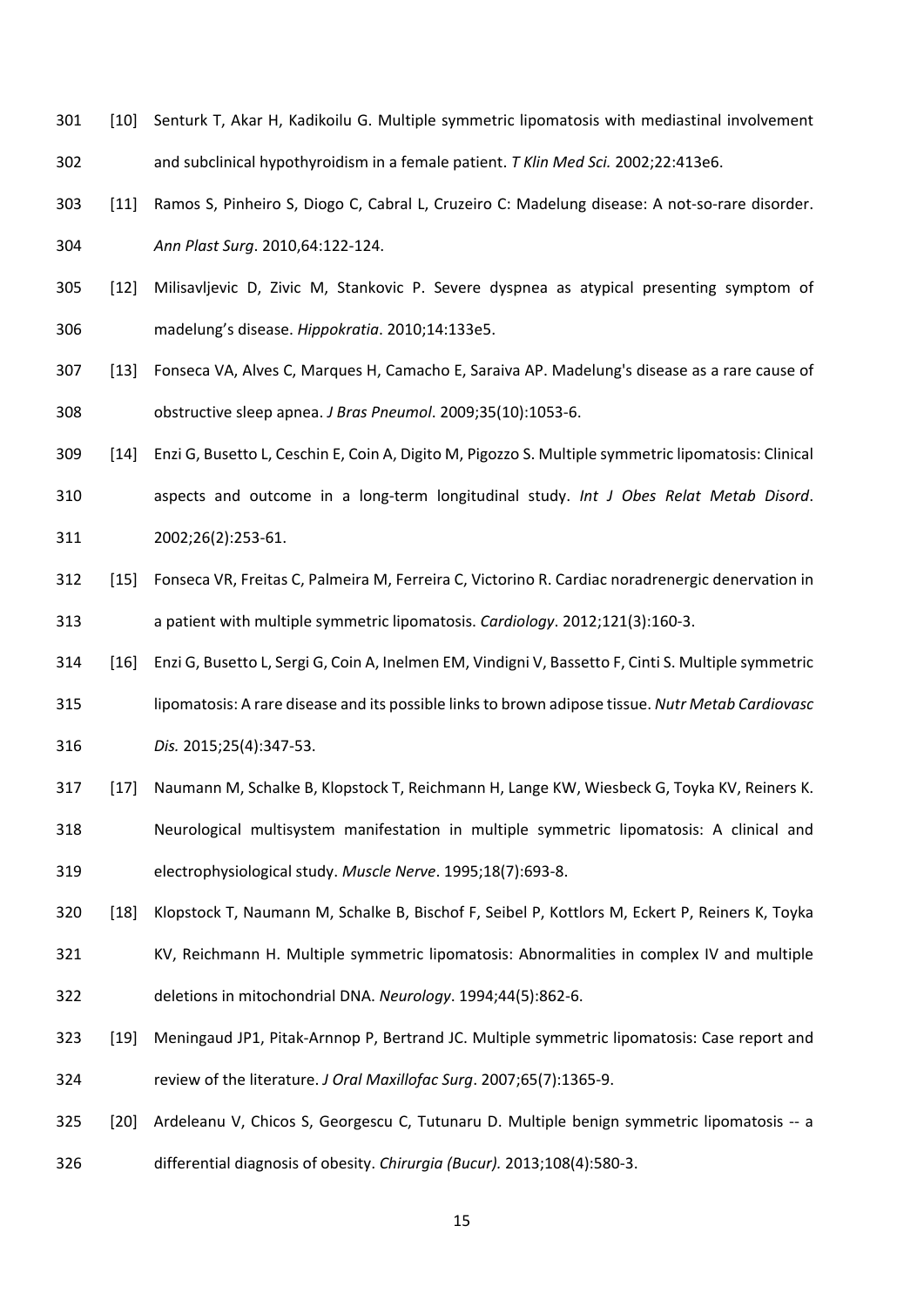[10] Senturk T, Akar H, Kadikoilu G. Multiple symmetric lipomatosis with mediastinal involvement and subclinical hypothyroidism in a female patient. *T Klin Med Sci.* 2002;22:413e6.

[11] Ramos S, Pinheiro S, Diogo C, Cabral L, Cruzeiro C: Madelung disease: A not-so-rare disorder. *Ann Plast Surg*. 2010,64:122-124.

[12] Milisavljevic D, Zivic M, Stankovic P. Severe dyspnea as atypical presenting symptom of madelung's disease. *Hippokratia*. 2010;14:133e5.

[13] Fonseca VA, Alves C, Marques H, Camacho E, Saraiva AP. Madelung's disease as a rare cause of obstructive sleep apnea. *J Bras Pneumol*. 2009;35(10):1053-6.

[14] Enzi G, Busetto L, Ceschin E, Coin A, Digito M, Pigozzo S. Multiple symmetric lipomatosis: Clinical aspects and outcome in a long-term longitudinal study. *Int J Obes Relat Metab Disord*. 2002;26(2):253-61.

[15] Fonseca VR, Freitas C, Palmeira M, Ferreira C, Victorino R. Cardiac noradrenergic denervation in a patient with multiple symmetric lipomatosis. *Cardiology*. 2012;121(3):160-3.

[16] Enzi G, Busetto L, Sergi G, Coin A, Inelmen EM, Vindigni V, Bassetto F, Cinti S. Multiple symmetric lipomatosis: A rare disease and its possible links to brown adipose tissue. *Nutr Metab Cardiovasc Dis.* 2015;25(4):347-53.

[17] Naumann M, Schalke B, Klopstock T, Reichmann H, Lange KW, Wiesbeck G, Toyka KV, Reiners K. Neurological multisystem manifestation in multiple symmetric lipomatosis: A clinical and electrophysiological study. *Muscle Nerve*. 1995;18(7):693-8.

[18] Klopstock T, Naumann M, Schalke B, Bischof F, Seibel P, Kottlors M, Eckert P, Reiners K, Toyka KV, Reichmann H. Multiple symmetric lipomatosis: Abnormalities in complex IV and multiple deletions in mitochondrial DNA. *Neurology*. 1994;44(5):862-6.

[19] Meningaud JP1, Pitak-Arnnop P, Bertrand JC. Multiple symmetric lipomatosis: Case report and review of the literature. *J Oral Maxillofac Surg*. 2007;65(7):1365-9.

[20] Ardeleanu V, Chicos S, Georgescu C, Tutunaru D. Multiple benign symmetric lipomatosis -- a differential diagnosis of obesity. *Chirurgia (Bucur).* 2013;108(4):580-3.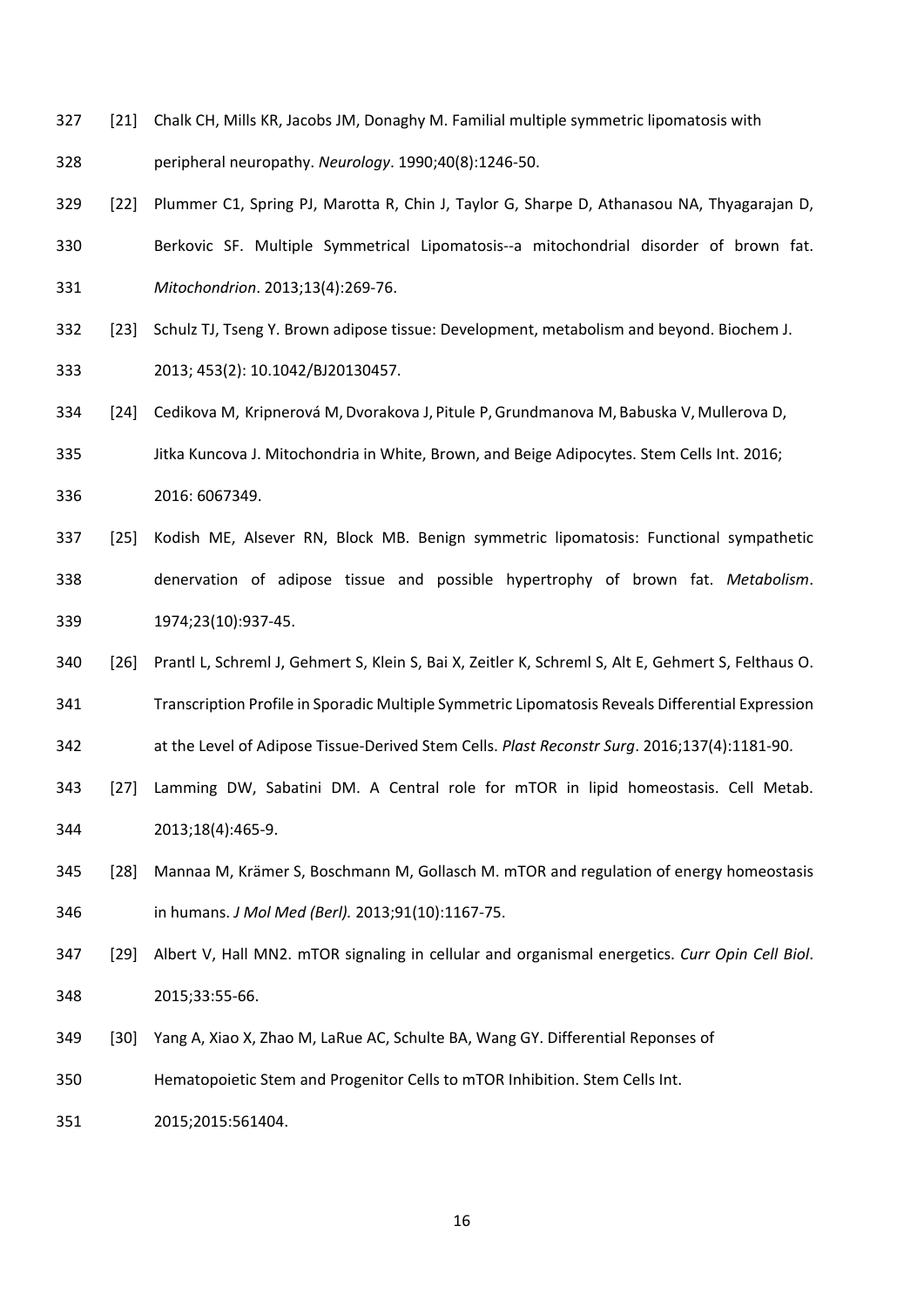[21] Chalk CH, Mills KR, Jacobs JM, Donaghy M. Familial multiple symmetric lipomatosis with peripheral neuropathy. *Neurology*. 1990;40(8):1246-50.

[22] Plummer C1, Spring PJ, Marotta R, Chin J, Taylor G, Sharpe D, Athanasou NA, Thyagarajan D, Berkovic SF. Multiple Symmetrical Lipomatosis--a mitochondrial disorder of brown fat. *Mitochondrion*. 2013;13(4):269-76.

[23] Schulz TJ, Tseng Y. Brown adipose tissue: Development, metabolism and beyond. Biochem J. 2013; 453(2): 10.1042/BJ20130457.

[24] Cedikova M, Kripnerová M, Dvorakova J, Pitule P, Grundmanova M, Babuska V, Mullerova D, Jitka Kuncova J. Mitochondria in White, Brown, and Beige Adipocytes. Stem Cells Int. 2016; 2016: 6067349.

[25] Kodish ME, Alsever RN, Block MB. Benign symmetric lipomatosis: Functional sympathetic denervation of adipose tissue and possible hypertrophy of brown fat. *Metabolism*. 1974;23(10):937-45.

[26] Prantl L, Schreml J, Gehmert S, Klein S, Bai X, Zeitler K, Schreml S, Alt E, Gehmert S, Felthaus O. Transcription Profile in Sporadic Multiple Symmetric Lipomatosis Reveals Differential Expression at the Level of Adipose Tissue-Derived Stem Cells. *Plast Reconstr Surg*. 2016;137(4):1181-90.

[27] Lamming DW, Sabatini DM. A Central role for mTOR in lipid homeostasis. Cell Metab. 2013;18(4):465-9.

[28] Mannaa M, Krämer S, Boschmann M, Gollasch M. mTOR and regulation of energy homeostasis in humans. *J Mol Med (Berl).* 2013;91(10):1167-75.

[29] Albert V, Hall MN2. mTOR signaling in cellular and organismal energetics. *Curr Opin Cell Biol*. 2015;33:55-66.

[30] Yang A, Xiao X, Zhao M, LaRue AC, Schulte BA, Wang GY. Differential Reponses of Hematopoietic Stem and Progenitor Cells to mTOR Inhibition. Stem Cells Int. 2015;2015:561404.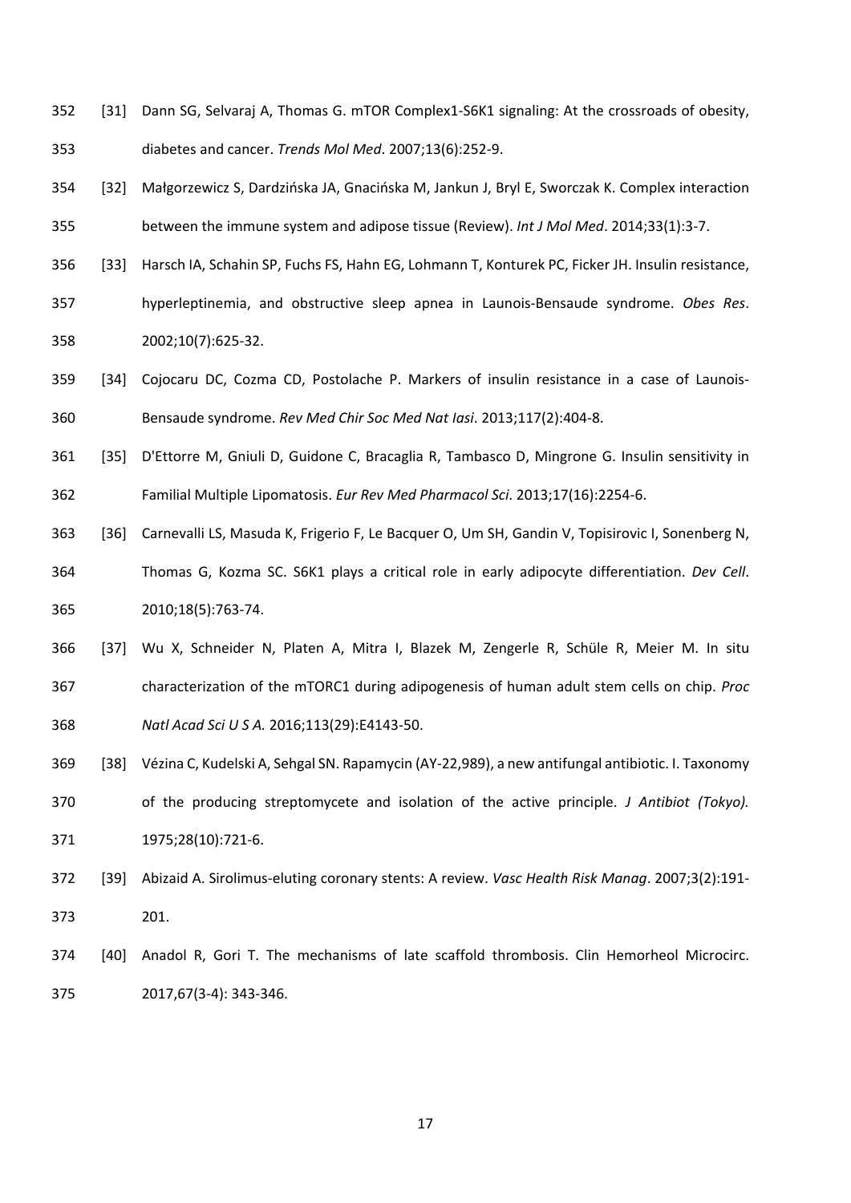[31] Dann SG, Selvaraj A, Thomas G. mTOR Complex1-S6K1 signaling: At the crossroads of obesity, diabetes and cancer. *Trends Mol Med*. 2007;13(6):252-9.

[32] Małgorzewicz S, Dardzińska JA, Gnacińska M, Jankun J, Bryl E, Sworczak K. Complex interaction between the immune system and adipose tissue (Review). *Int J Mol Med*. 2014;33(1):3-7.

[33] Harsch IA, Schahin SP, Fuchs FS, Hahn EG, Lohmann T, Konturek PC, Ficker JH. Insulin resistance, hyperleptinemia, and obstructive sleep apnea in Launois-Bensaude syndrome. *Obes Res*. 2002;10(7):625-32.

[34] Cojocaru DC, Cozma CD, Postolache P. Markers of insulin resistance in a case of Launois-Bensaude syndrome. *Rev Med Chir Soc Med Nat Iasi*. 2013;117(2):404-8.

[35] D'Ettorre M, Gniuli D, Guidone C, Bracaglia R, Tambasco D, Mingrone G. Insulin sensitivity in Familial Multiple Lipomatosis. *Eur Rev Med Pharmacol Sci*. 2013;17(16):2254-6.

[36] Carnevalli LS, Masuda K, Frigerio F, Le Bacquer O, Um SH, Gandin V, Topisirovic I, Sonenberg N, Thomas G, Kozma SC. S6K1 plays a critical role in early adipocyte differentiation. *Dev Cell*. 2010;18(5):763-74.

[37] Wu X, Schneider N, Platen A, Mitra I, Blazek M, Zengerle R, Schüle R, Meier M. In situ characterization of the mTORC1 during adipogenesis of human adult stem cells on chip. *Proc Natl Acad Sci U S A.* 2016;113(29):E4143-50.

[38] Vézina C, Kudelski A, Sehgal SN. Rapamycin (AY-22,989), a new antifungal antibiotic. I. Taxonomy of the producing streptomycete and isolation of the active principle. *J Antibiot (Tokyo).* 1975;28(10):721-6.

[39] Abizaid A. Sirolimus-eluting coronary stents: A review. *Vasc Health Risk Manag*. 2007;3(2):191-201.

[40] Anadol R, Gori T. The mechanisms of late scaffold thrombosis. Clin Hemorheol Microcirc. 2017,67(3-4): 343-346.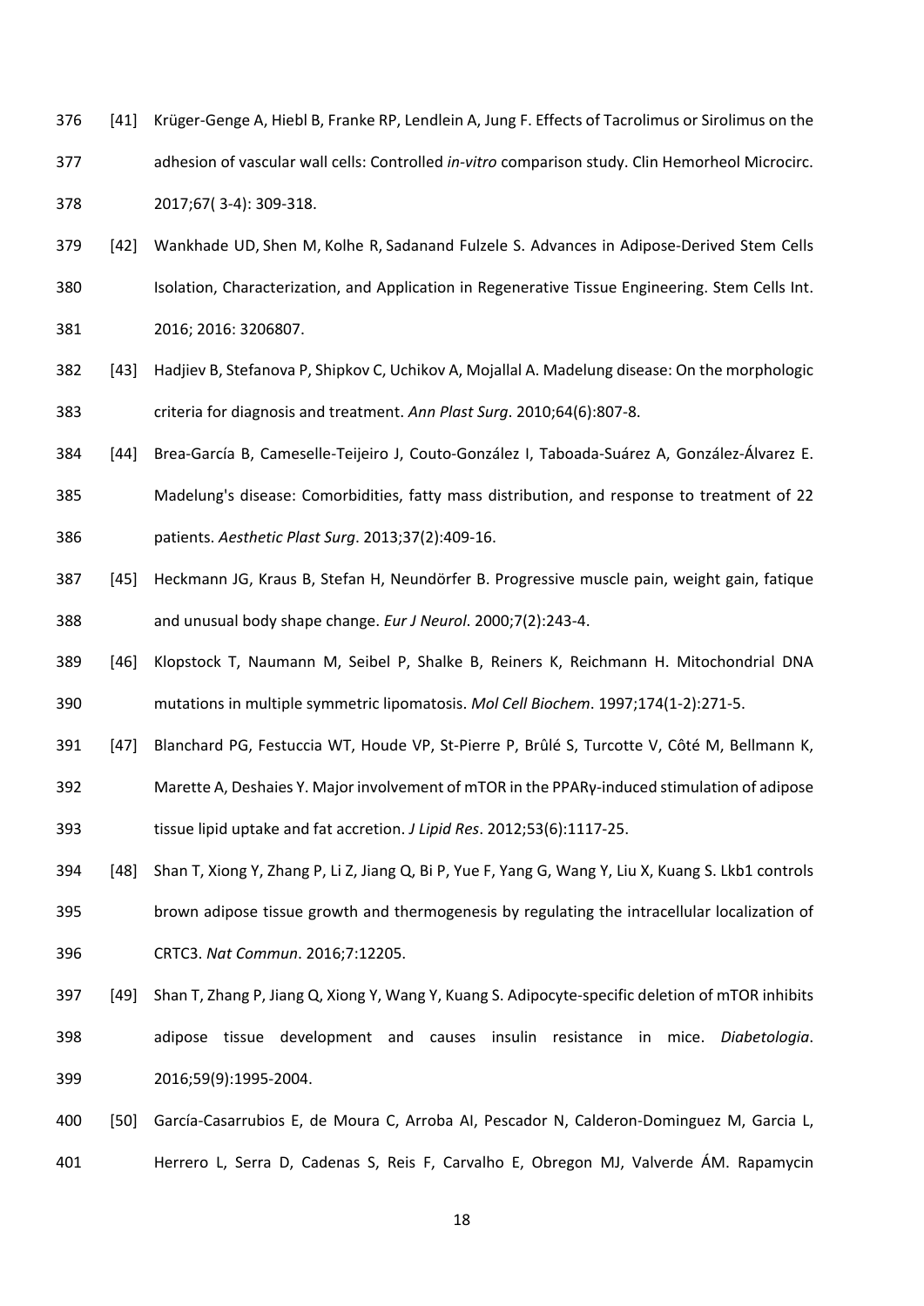[41] Krüger-Genge A, Hiebl B, Franke RP, Lendlein A, Jung F. Effects of Tacrolimus or Sirolimus on the adhesion of vascular wall cells: Controlled *in-vitro* comparison study. Clin Hemorheol Microcirc. 2017;67( 3-4): 309-318.

[42] Wankhade UD, Shen M, Kolhe R, Sadanand Fulzele S. Advances in Adipose-Derived Stem Cells Isolation, Characterization, and Application in Regenerative Tissue Engineering. Stem Cells Int. 2016; 2016: 3206807.

[43] Hadjiev B, Stefanova P, Shipkov C, Uchikov A, Mojallal A. Madelung disease: On the morphologic criteria for diagnosis and treatment. *Ann Plast Surg*. 2010;64(6):807-8.

[44] Brea-García B, Cameselle-Teijeiro J, Couto-González I, Taboada-Suárez A, González-Álvarez E. Madelung's disease: Comorbidities, fatty mass distribution, and response to treatment of 22 patients. *Aesthetic Plast Surg*. 2013;37(2):409-16.

[45] Heckmann JG, Kraus B, Stefan H, Neundörfer B. Progressive muscle pain, weight gain, fatique and unusual body shape change. *Eur J Neurol*. 2000;7(2):243-4.

[46] Klopstock T, Naumann M, Seibel P, Shalke B, Reiners K, Reichmann H. Mitochondrial DNA mutations in multiple symmetric lipomatosis. *Mol Cell Biochem*. 1997;174(1-2):271-5.

[47] Blanchard PG, Festuccia WT, Houde VP, St-Pierre P, Brûlé S, Turcotte V, Côté M, Bellmann K, Marette A, Deshaies Y. Major involvement of mTOR in the PPARγ-induced stimulation of adipose tissue lipid uptake and fat accretion. *J Lipid Res*. 2012;53(6):1117-25.

[48] Shan T, Xiong Y, Zhang P, Li Z, Jiang Q, Bi P, Yue F, Yang G, Wang Y, Liu X, Kuang S. Lkb1 controls brown adipose tissue growth and thermogenesis by regulating the intracellular localization of CRTC3. *Nat Commun*. 2016;7:12205.

[49] Shan T, Zhang P, Jiang Q, Xiong Y, Wang Y, Kuang S. Adipocyte-specific deletion of mTOR inhibits adipose tissue development and causes insulin resistance in mice. *Diabetologia*. 2016;59(9):1995-2004.

[50] García-Casarrubios E, de Moura C, Arroba AI, Pescador N, Calderon-Dominguez M, Garcia L, Herrero L, Serra D, Cadenas S, Reis F, Carvalho E, Obregon MJ, Valverde ÁM. Rapamycin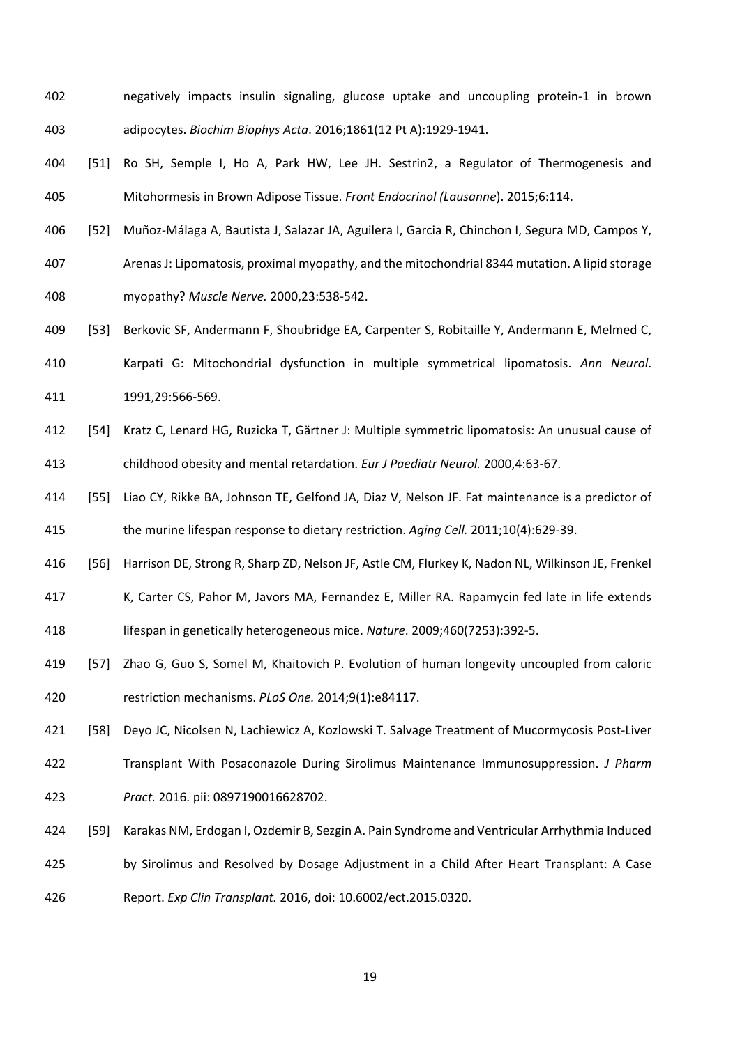negatively impacts insulin signaling, glucose uptake and uncoupling protein-1 in brown adipocytes. *Biochim Biophys Acta*. 2016;1861(12 Pt A):1929-1941.

[51] Ro SH, Semple I, Ho A, Park HW, Lee JH. Sestrin2, a Regulator of Thermogenesis and Mitohormesis in Brown Adipose Tissue. *Front Endocrinol (Lausanne*). 2015;6:114.

[52] Muñoz-Málaga A, Bautista J, Salazar JA, Aguilera I, Garcia R, Chinchon I, Segura MD, Campos Y, Arenas J: Lipomatosis, proximal myopathy, and the mitochondrial 8344 mutation. A lipid storage myopathy? *Muscle Nerve.* 2000,23:538-542.

[53] Berkovic SF, Andermann F, Shoubridge EA, Carpenter S, Robitaille Y, Andermann E, Melmed C, Karpati G: Mitochondrial dysfunction in multiple symmetrical lipomatosis. *Ann Neurol*. 1991,29:566-569.

[54] Kratz C, Lenard HG, Ruzicka T, Gärtner J: Multiple symmetric lipomatosis: An unusual cause of childhood obesity and mental retardation. *Eur J Paediatr Neurol.* 2000,4:63-67.

[55] Liao CY, Rikke BA, Johnson TE, Gelfond JA, Diaz V, Nelson JF. Fat maintenance is a predictor of the murine lifespan response to dietary restriction. *Aging Cell.* 2011;10(4):629-39.

[56] Harrison DE, Strong R, Sharp ZD, Nelson JF, Astle CM, Flurkey K, Nadon NL, Wilkinson JE, Frenkel K, Carter CS, Pahor M, Javors MA, Fernandez E, Miller RA. Rapamycin fed late in life extends lifespan in genetically heterogeneous mice. *Nature*. 2009;460(7253):392-5.

[57] Zhao G, Guo S, Somel M, Khaitovich P. Evolution of human longevity uncoupled from caloric restriction mechanisms. *PLoS One.* 2014;9(1):e84117.

[58] Deyo JC, Nicolsen N, Lachiewicz A, Kozlowski T. Salvage Treatment of Mucormycosis Post-Liver Transplant With Posaconazole During Sirolimus Maintenance Immunosuppression. *J Pharm Pract.* 2016. pii: 0897190016628702.

[59] Karakas NM, Erdogan I, Ozdemir B, Sezgin A. Pain Syndrome and Ventricular Arrhythmia Induced by Sirolimus and Resolved by Dosage Adjustment in a Child After Heart Transplant: A Case Report. *Exp Clin Transplant.* 2016, doi: 10.6002/ect.2015.0320.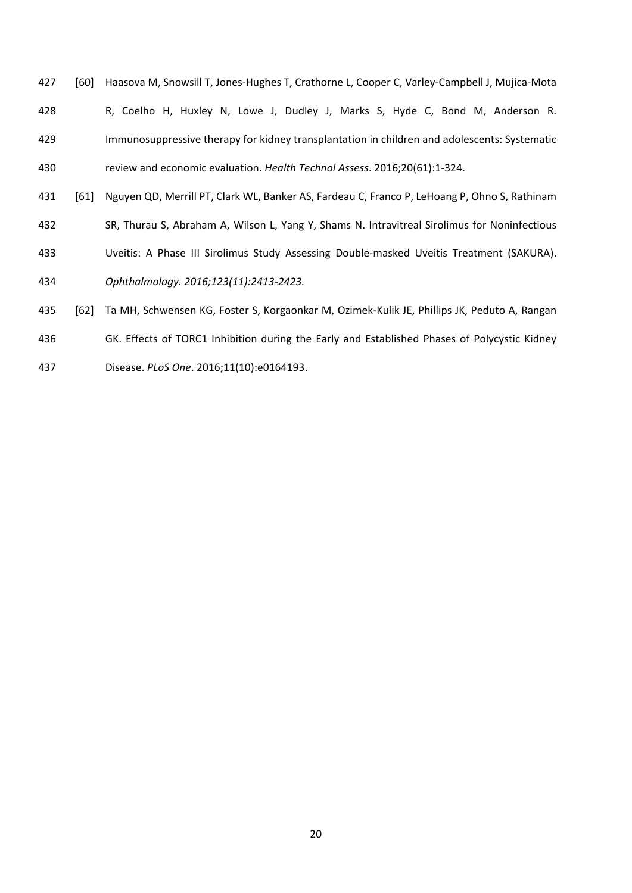[60] Haasova M, Snowsill T, Jones-Hughes T, Crathorne L, Cooper C, Varley-Campbell J, Mujica-Mota R, Coelho H, Huxley N, Lowe J, Dudley J, Marks S, Hyde C, Bond M, Anderson R. Immunosuppressive therapy for kidney transplantation in children and adolescents: Systematic review and economic evaluation. *Health Technol Assess*. 2016;20(61):1-324.

[61] Nguyen QD, Merrill PT, Clark WL, Banker AS, Fardeau C, Franco P, LeHoang P, Ohno S, Rathinam SR, Thurau S, Abraham A, Wilson L, Yang Y, Shams N. Intravitreal Sirolimus for Noninfectious Uveitis: A Phase III Sirolimus Study Assessing Double-masked Uveitis Treatment (SAKURA). *Ophthalmology. 2016;123(11):2413-2423.*

[62] Ta MH, Schwensen KG, Foster S, Korgaonkar M, Ozimek-Kulik JE, Phillips JK, Peduto A, Rangan GK. Effects of TORC1 Inhibition during the Early and Established Phases of Polycystic Kidney Disease. *PLoS One*. 2016;11(10):e0164193.